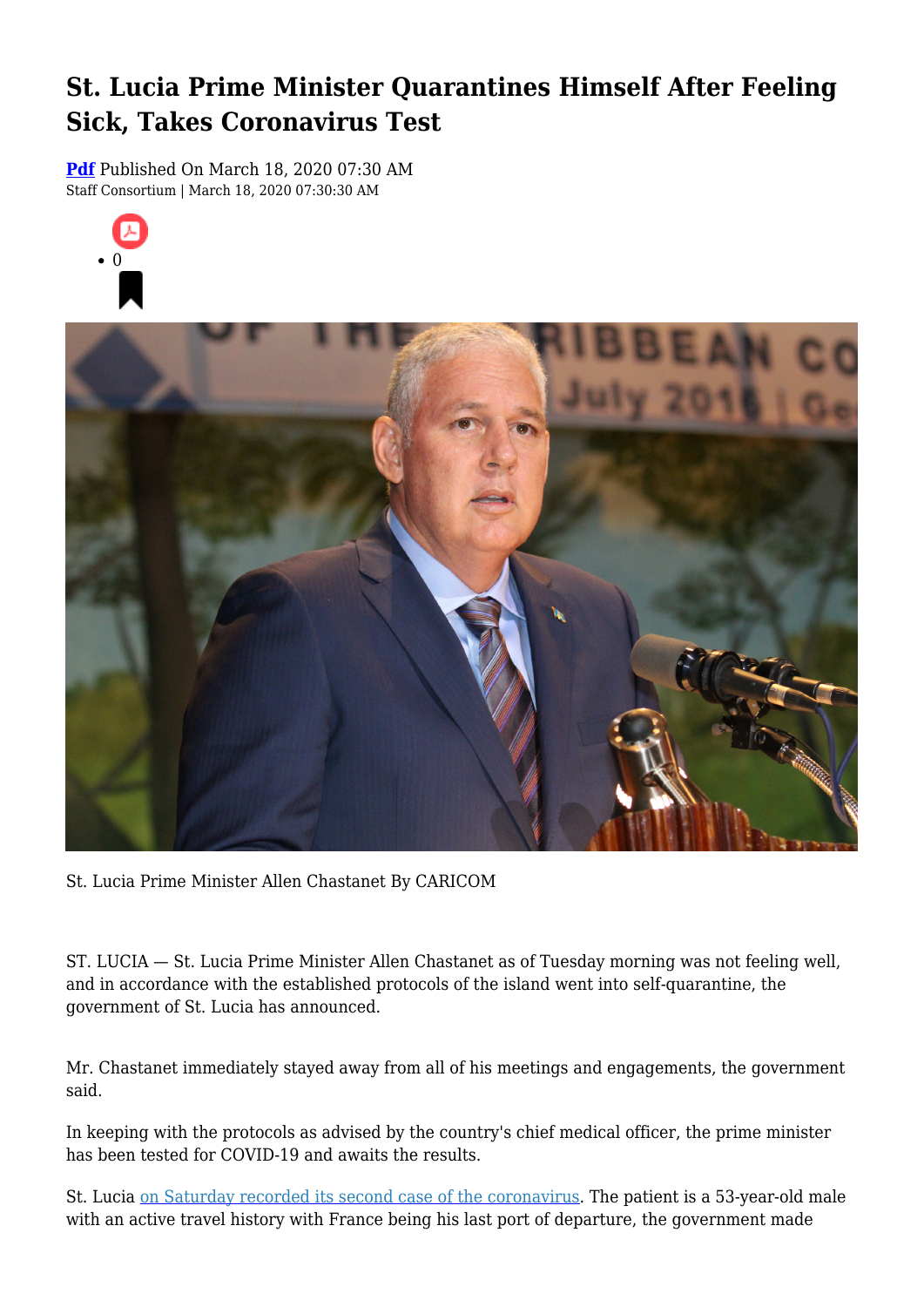# St. Lucia Prime Minister Quarantines Himself After Feeling Sick, Takes Coronavirus Test

**Pdf** Published On March 18, 2020 07:30 AM
Staff Consortium | March 18, 2020 07:30:30 AM

- 0

St. Lucia Prime Minister Allen Chastanet By CARICOM

ST. LUCIA — St. Lucia Prime Minister Allen Chastanet as of Tuesday morning was not feeling well, and in accordance with the established protocols of the island went into self-quarantine, the government of St. Lucia has announced.

Mr. Chastanet immediately stayed away from all of his meetings and engagements, the government said.

In keeping with the protocols as advised by the country's chief medical officer, the prime minister has been tested for COVID-19 and awaits the results.

St. Lucia on Saturday recorded its second case of the coronavirus. The patient is a 53-year-old male with an active travel history with France being his last port of departure, the government made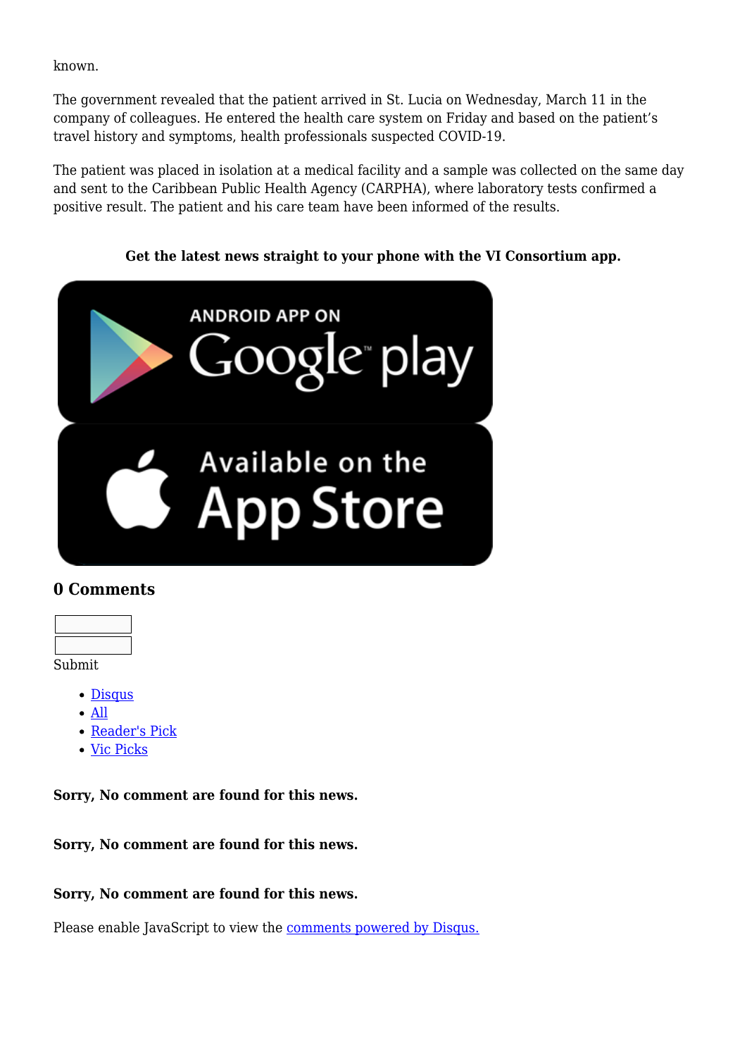known.

The government revealed that the patient arrived in St. Lucia on Wednesday, March 11 in the company of colleagues. He entered the health care system on Friday and based on the patient's travel history and symptoms, health professionals suspected COVID-19.

The patient was placed in isolation at a medical facility and a sample was collected on the same day and sent to the Caribbean Public Health Agency (CARPHA), where laboratory tests confirmed a positive result. The patient and his care team have been informed of the results.

**Get the latest news straight to your phone with the VI Consortium app.**

ANDROID APP ON Google play

Available on the App Store

### 0 Comments

Submit

- Disqus
- All
- Reader's Pick
- Vic Picks

**Sorry, No comment are found for this news.**

**Sorry, No comment are found for this news.**

**Sorry, No comment are found for this news.**

Please enable JavaScript to view the comments powered by Disqus.